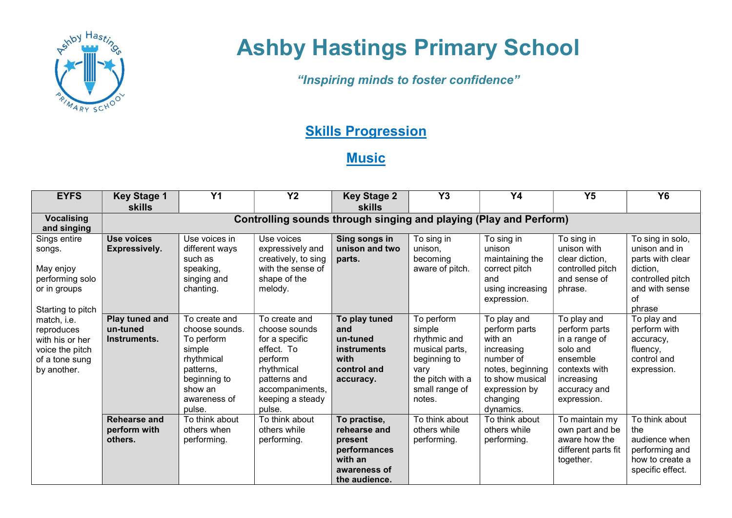# Ashby Hastings Primary School

*"Inspiring minds to foster confidence"*

## Skills Progression

## Music

| EYFS | Key Stage 1 skills | Y1 | Y2 | Key Stage 2 skills | Y3 | Y4 | Y5 | Y6 |
|---|---|---|---|---|---|---|---|---|
| **Vocalising and singing** | **Controlling sounds through singing and playing (Play and Perform)** | | | | | | | |
| Sings entire songs.<br><br>May enjoy performing solo or in groups<br><br>Starting to pitch match, i.e. reproduces with his or her voice the pitch of a tone sung by another. | **Use voices Expressively.** | Use voices in different ways such as speaking, singing and chanting. | Use voices expressively and creatively, to sing with the sense of shape of the melody. | **Sing songs in unison and two parts.** | To sing in unison, becoming aware of pitch. | To sing in unison maintaining the correct pitch and using increasing expression. | To sing in unison with clear diction, controlled pitch and sense of phrase. | To sing in solo, unison and in parts with clear diction, controlled pitch and with sense of phrase |
| | **Play tuned and un-tuned Instruments.** | To create and choose sounds. To perform simple rhythmical patterns, beginning to show an awareness of pulse. | To create and choose sounds for a specific effect. To perform rhythmical patterns and accompaniments, keeping a steady pulse. | **To play tuned and un-tuned instruments with control and accuracy.** | To perform simple rhythmic and musical parts, beginning to vary the pitch with a small range of notes. | To play and perform parts with an increasing number of notes, beginning to show musical expression by changing dynamics. | To play and perform parts in a range of solo and ensemble contexts with increasing accuracy and expression. | To play and perform with accuracy, fluency, control and expression. |
| | **Rehearse and perform with others.** | To think about others when performing. | To think about others while performing. | **To practise, rehearse and present performances with an awareness of the audience.** | To think about others while performing. | To think about others while performing. | To maintain my own part and be aware how the different parts fit together. | To think about the audience when performing and how to create a specific effect. |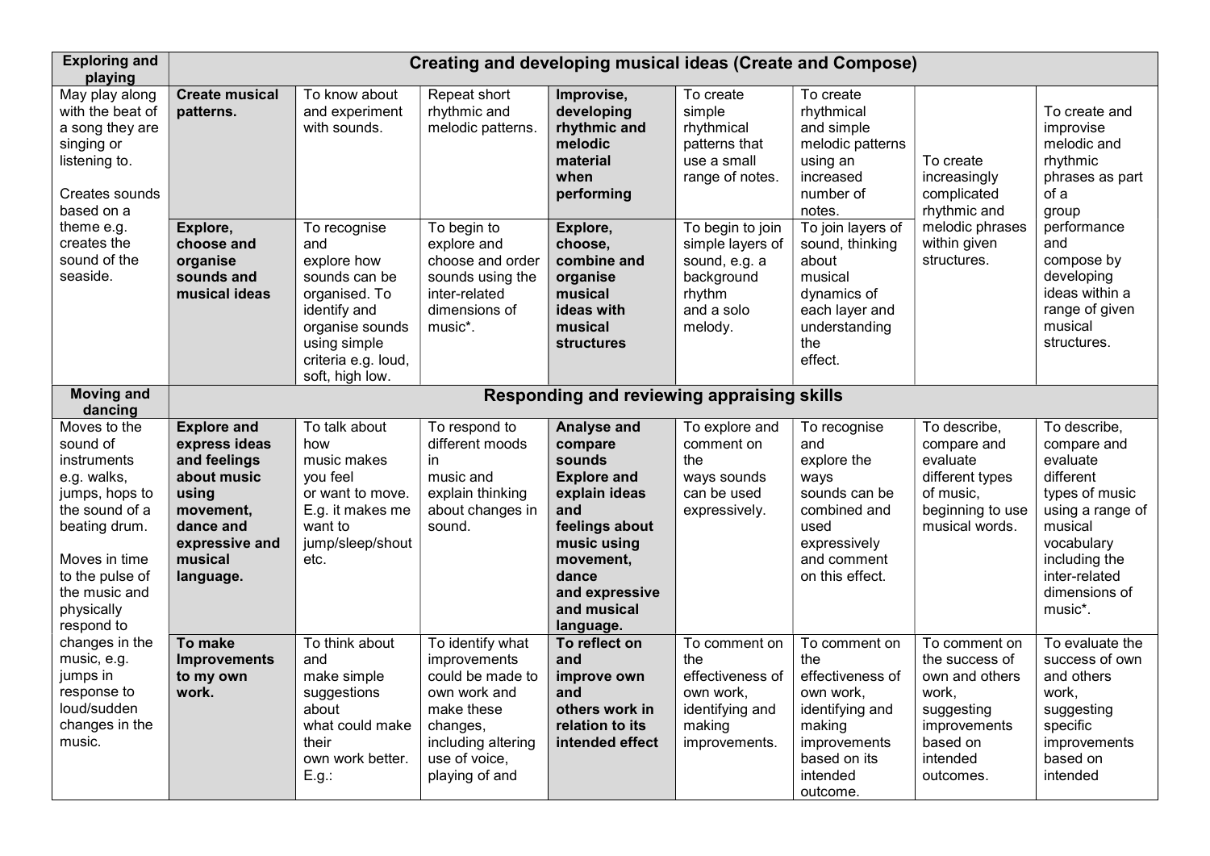| Exploring and playing | Creating and developing musical ideas (Create and Compose) | | | | | | | |
|---|---|---|---|---|---|---|---|---|
| May play along with the beat of a song they are singing or listening to.<br><br>Creates sounds based on a theme e.g. creates the sound of the seaside. | **Create musical patterns.** | To know about and experiment with sounds. | Repeat short rhythmic and melodic patterns. | **Improvise, developing rhythmic and melodic material when performing** | To create simple rhythmical patterns that use a small range of notes. | To create rhythmical and simple melodic patterns using an increased number of notes. | To create increasingly complicated rhythmic and melodic phrases within given structures. | To create and improvise melodic and rhythmic phrases as part of a group performance and compose by developing ideas within a range of given musical structures. |
| | **Explore, choose and organise sounds and musical ideas** | To recognise and explore how sounds can be organised. To identify and organise sounds using simple criteria e.g. loud, soft, high low. | To begin to explore and choose and order sounds using the inter-related dimensions of music*. | **Explore, choose, combine and organise musical ideas with musical structures** | To begin to join simple layers of sound, e.g. a background rhythm and a solo melody. | To join layers of sound, thinking about musical dynamics of each layer and understanding the effect. | | |
| **Moving and dancing** | **Responding and reviewing appraising skills** | | | | | | | |
| Moves to the sound of instruments e.g. walks, jumps, hops to the sound of a beating drum.<br><br>Moves in time to the pulse of the music and physically respond to changes in the music, e.g. jumps in response to loud/sudden changes in the music. | **Explore and express ideas and feelings about music using movement, dance and expressive and musical language.** | To talk about how music makes you feel or want to move. E.g. it makes me want to jump/sleep/shout etc. | To respond to different moods in music and explain thinking about changes in sound. | **Analyse and compare sounds Explore and explain ideas and feelings about music using movement, dance and expressive and musical language.** | To explore and comment on the ways sounds can be used expressively. | To recognise and explore the ways sounds can be combined and used expressively and comment on this effect. | To describe, compare and evaluate different types of music, beginning to use musical words. | To describe, compare and evaluate different types of music using a range of musical vocabulary including the inter-related dimensions of music*. |
| | **To make Improvements to my own work.** | To think about and make simple suggestions about what could make their own work better. E.g.: | To identify what improvements could be made to own work and make these changes, including altering use of voice, playing of and | **To reflect on and improve own and others work in relation to its intended effect** | To comment on the effectiveness of own work, identifying and making improvements. | To comment on the effectiveness of own work, identifying and making improvements based on its intended outcome. | To comment on the success of own and others work, suggesting improvements based on intended outcomes. | To evaluate the success of own and others work, suggesting specific improvements based on intended |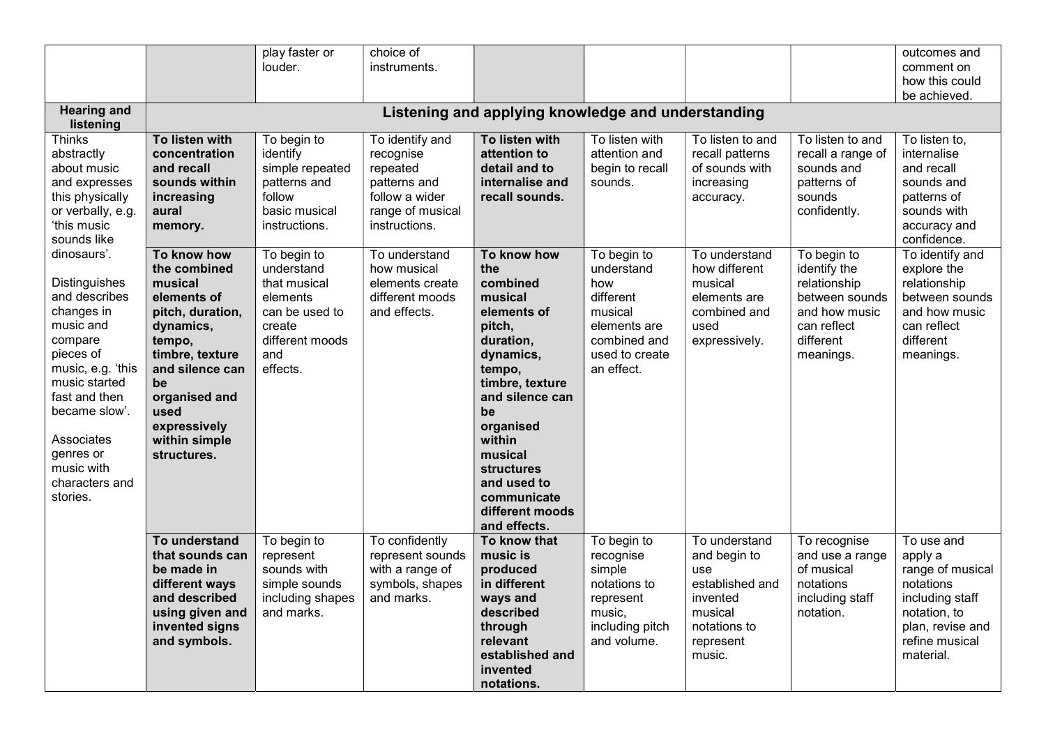| | | | | | | | | |
|---|---|---|---|---|---|---|---|---|
| | | play faster or louder. | choice of instruments. | | | | | outcomes and comment on how this could be achieved. |
| **Hearing and listening** | **Listening and applying knowledge and understanding** | | | | | | | |
| Thinks abstractly about music and expresses this physically or verbally, e.g. 'this music sounds like dinosaurs'.<br><br>Distinguishes and describes changes in music and compare pieces of music, e.g. 'this music started fast and then became slow'.<br><br>Associates genres or music with characters and stories. | **To listen with concentration and recall sounds within increasing aural memory.** | To begin to identify simple repeated patterns and follow basic musical instructions. | To identify and recognise repeated patterns and follow a wider range of musical instructions. | **To listen with attention to detail and to internalise and recall sounds.** | To listen with attention and begin to recall sounds. | To listen to and recall patterns of sounds with increasing accuracy. | To listen to and recall a range of sounds and patterns of sounds confidently. | To listen to, internalise and recall sounds and patterns of sounds with accuracy and confidence. |
| | **To know how the combined musical elements of pitch, duration, dynamics, tempo, timbre, texture and silence can be organised and used expressively within simple structures.** | To begin to understand that musical elements can be used to create different moods and effects. | To understand how musical elements create different moods and effects. | **To know how the combined musical elements of pitch, duration, dynamics, tempo, timbre, texture and silence can be organised within musical structures and used to communicate different moods and effects.** | To begin to understand how different musical elements are combined and used to create an effect. | To understand how different musical elements are combined and used expressively. | To begin to identify the relationship between sounds and how music can reflect different meanings. | To identify and explore the relationship between sounds and how music can reflect different meanings. |
| | **To understand that sounds can be made in different ways and described using given and invented signs and symbols.** | To begin to represent sounds with simple sounds including shapes and marks. | To confidently represent sounds with a range of symbols, shapes and marks. | **To know that music is produced in different ways and described through relevant established and invented notations.** | To begin to recognise simple notations to represent music, including pitch and volume. | To understand and begin to use established and invented musical notations to represent music. | To recognise and use a range of musical notations including staff notation. | To use and apply a range of musical notations including staff notation, to plan, revise and refine musical material. |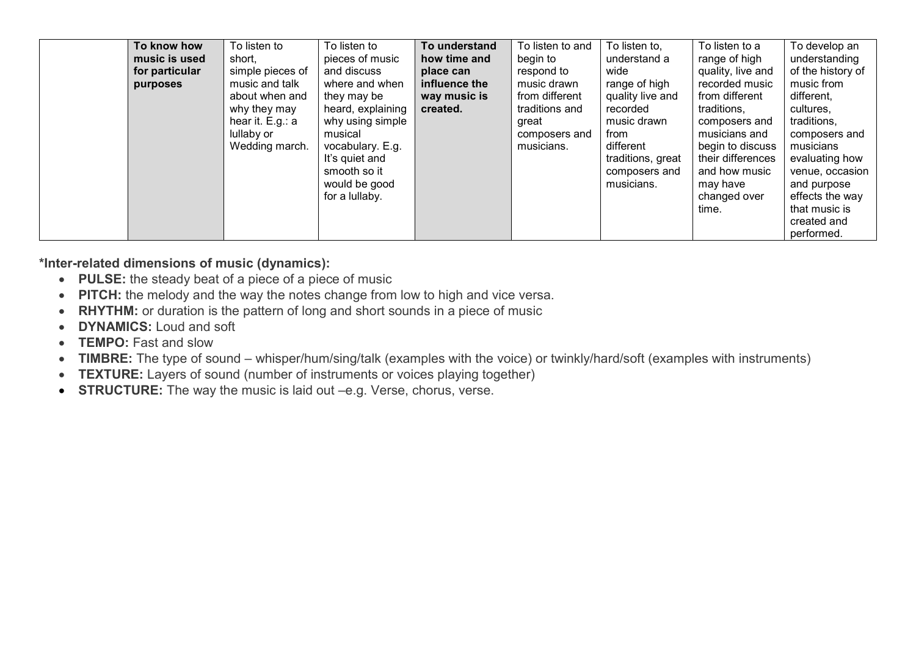| | | | | | | | | |
|---|---|---|---|---|---|---|---|---|
| | **To know how music is used for particular purposes** | To listen to short, simple pieces of music and talk about when and why they may hear it. E.g.: a lullaby or Wedding march. | To listen to pieces of music and discuss where and when they may be heard, explaining why using simple musical vocabulary. E.g. It's quiet and smooth so it would be good for a lullaby. | **To understand how time and place can influence the way music is created.** | To listen to and begin to respond to music drawn from different traditions and great composers and musicians. | To listen to, understand a wide range of high quality live and recorded music drawn from different traditions, great composers and musicians. | To listen to a range of high quality, live and recorded music from different traditions, composers and musicians and begin to discuss their differences and how music may have changed over time. | To develop an understanding of the history of music from different, cultures, traditions, composers and musicians evaluating how venue, occasion and purpose effects the way that music is created and performed. |

**\*Inter-related dimensions of music (dynamics):**

- **PULSE:** the steady beat of a piece of a piece of music
- **PITCH:** the melody and the way the notes change from low to high and vice versa.
- **RHYTHM:** or duration is the pattern of long and short sounds in a piece of music
- **DYNAMICS:** Loud and soft
- **TEMPO:** Fast and slow
- **TIMBRE:** The type of sound – whisper/hum/sing/talk (examples with the voice) or twinkly/hard/soft (examples with instruments)
- **TEXTURE:** Layers of sound (number of instruments or voices playing together)
- **STRUCTURE:** The way the music is laid out –e.g. Verse, chorus, verse.